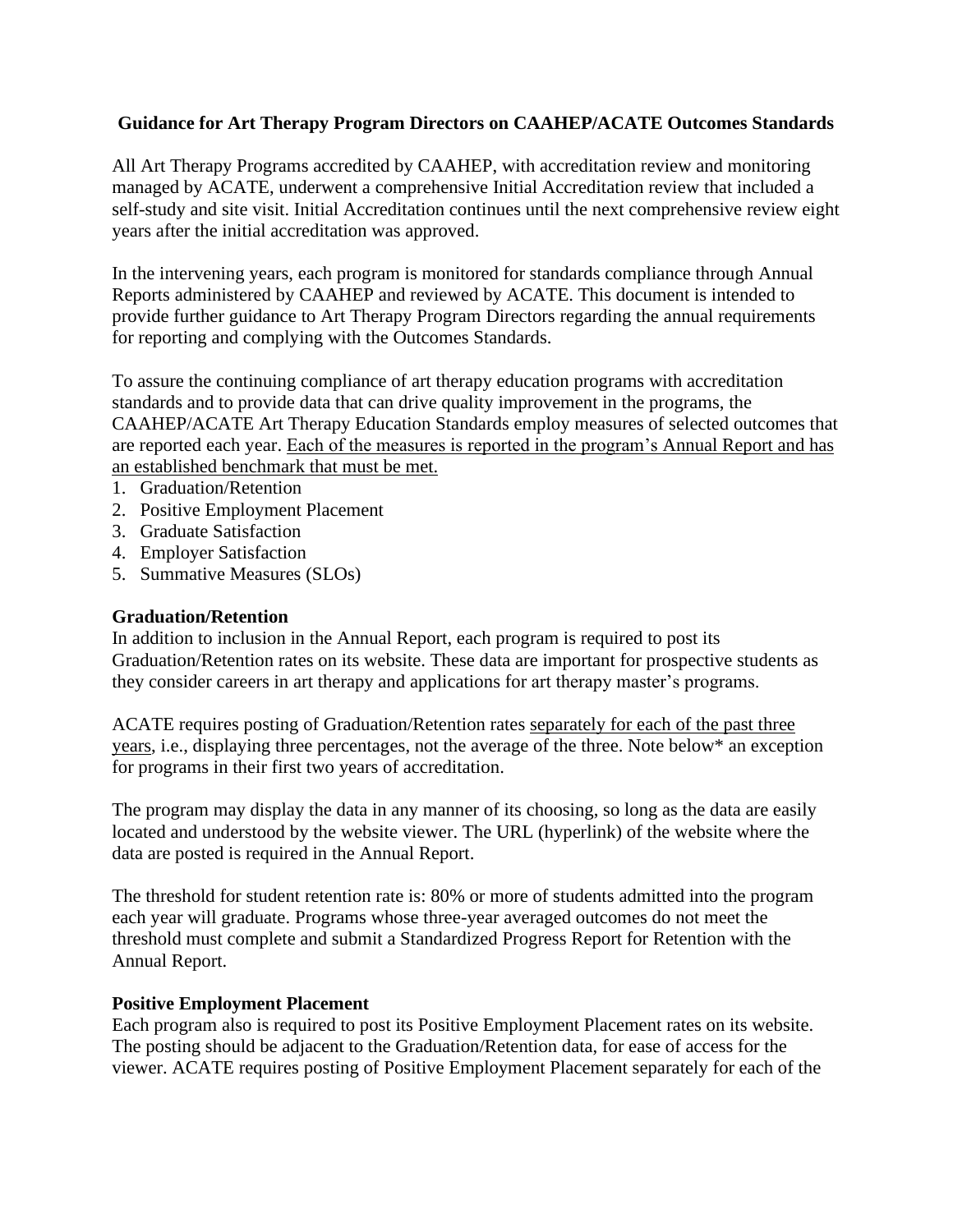## Guidance for Art Therapy Program Directors on CAAHEP/ACATE Outcomes Standards

All Art Therapy Programs accredited by CAAHEP, with accreditation review and monitoring managed by ACATE, underwent a comprehensive Initial Accreditation review that included a self-study and site visit. Initial Accreditation continues until the next comprehensive review eight years after the initial accreditation was approved.

In the intervening years, each program is monitored for standards compliance through Annual Reports administered by CAAHEP and reviewed by ACATE. This document is intended to provide further guidance to Art Therapy Program Directors regarding the annual requirements for reporting and complying with the Outcomes Standards.

To assure the continuing compliance of art therapy education programs with accreditation standards and to provide data that can drive quality improvement in the programs, the CAAHEP/ACATE Art Therapy Education Standards employ measures of selected outcomes that are reported each year. <u>Each of the measures is reported in the program's Annual Report and has an established benchmark that must be met.</u>

1. Graduation/Retention
2. Positive Employment Placement
3. Graduate Satisfaction
4. Employer Satisfaction
5. Summative Measures (SLOs)

### Graduation/Retention

In addition to inclusion in the Annual Report, each program is required to post its Graduation/Retention rates on its website. These data are important for prospective students as they consider careers in art therapy and applications for art therapy master's programs.

ACATE requires posting of Graduation/Retention rates <u>separately for each of the past three years</u>, i.e., displaying three percentages, not the average of the three. Note below* an exception for programs in their first two years of accreditation.

The program may display the data in any manner of its choosing, so long as the data are easily located and understood by the website viewer. The URL (hyperlink) of the website where the data are posted is required in the Annual Report.

The threshold for student retention rate is: 80% or more of students admitted into the program each year will graduate. Programs whose three-year averaged outcomes do not meet the threshold must complete and submit a Standardized Progress Report for Retention with the Annual Report.

### Positive Employment Placement

Each program also is required to post its Positive Employment Placement rates on its website. The posting should be adjacent to the Graduation/Retention data, for ease of access for the viewer. ACATE requires posting of Positive Employment Placement separately for each of the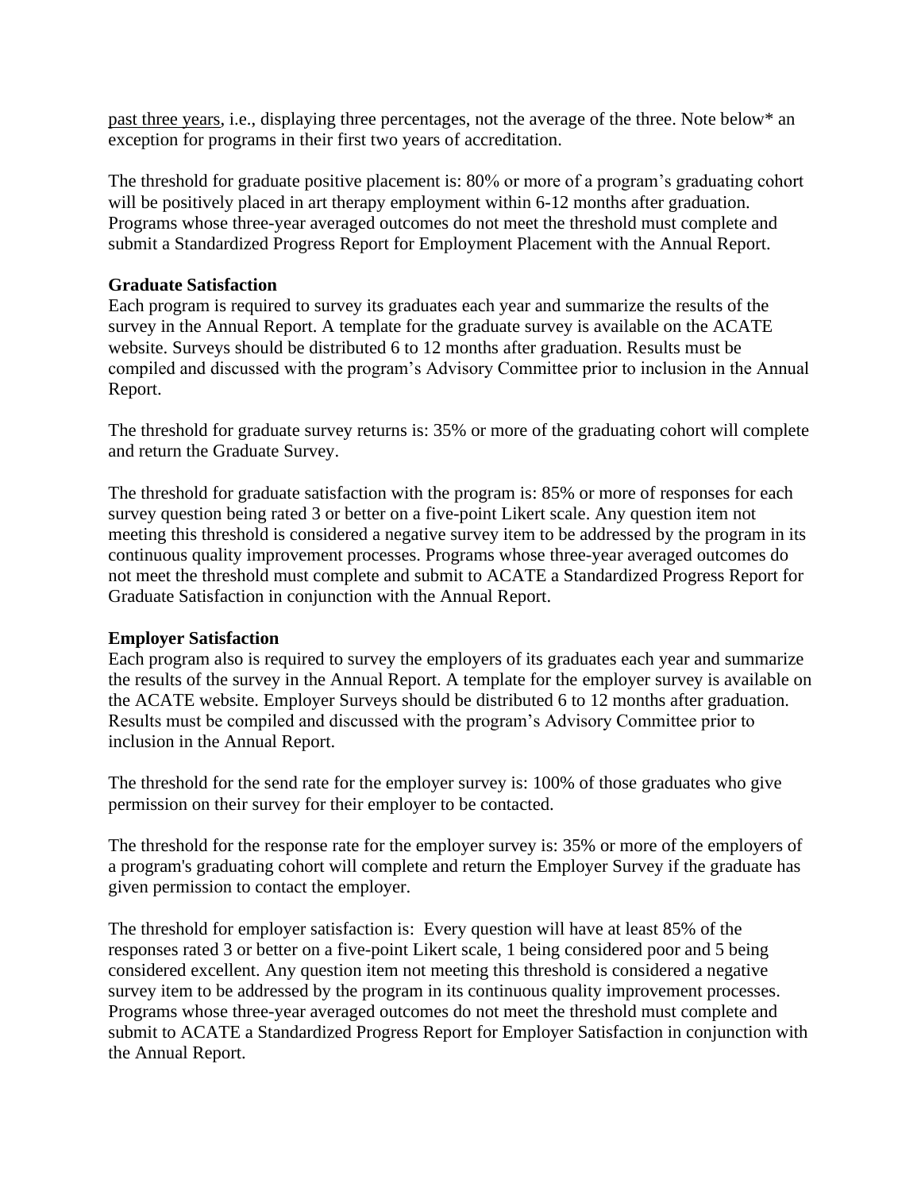past three years, i.e., displaying three percentages, not the average of the three. Note below* an exception for programs in their first two years of accreditation.

The threshold for graduate positive placement is: 80% or more of a program's graduating cohort will be positively placed in art therapy employment within 6-12 months after graduation. Programs whose three-year averaged outcomes do not meet the threshold must complete and submit a Standardized Progress Report for Employment Placement with the Annual Report.

**Graduate Satisfaction**

Each program is required to survey its graduates each year and summarize the results of the survey in the Annual Report. A template for the graduate survey is available on the ACATE website. Surveys should be distributed 6 to 12 months after graduation. Results must be compiled and discussed with the program's Advisory Committee prior to inclusion in the Annual Report.

The threshold for graduate survey returns is: 35% or more of the graduating cohort will complete and return the Graduate Survey.

The threshold for graduate satisfaction with the program is: 85% or more of responses for each survey question being rated 3 or better on a five-point Likert scale. Any question item not meeting this threshold is considered a negative survey item to be addressed by the program in its continuous quality improvement processes. Programs whose three-year averaged outcomes do not meet the threshold must complete and submit to ACATE a Standardized Progress Report for Graduate Satisfaction in conjunction with the Annual Report.

**Employer Satisfaction**

Each program also is required to survey the employers of its graduates each year and summarize the results of the survey in the Annual Report. A template for the employer survey is available on the ACATE website. Employer Surveys should be distributed 6 to 12 months after graduation. Results must be compiled and discussed with the program's Advisory Committee prior to inclusion in the Annual Report.

The threshold for the send rate for the employer survey is: 100% of those graduates who give permission on their survey for their employer to be contacted.

The threshold for the response rate for the employer survey is: 35% or more of the employers of a program's graduating cohort will complete and return the Employer Survey if the graduate has given permission to contact the employer.

The threshold for employer satisfaction is: Every question will have at least 85% of the responses rated 3 or better on a five-point Likert scale, 1 being considered poor and 5 being considered excellent. Any question item not meeting this threshold is considered a negative survey item to be addressed by the program in its continuous quality improvement processes. Programs whose three-year averaged outcomes do not meet the threshold must complete and submit to ACATE a Standardized Progress Report for Employer Satisfaction in conjunction with the Annual Report.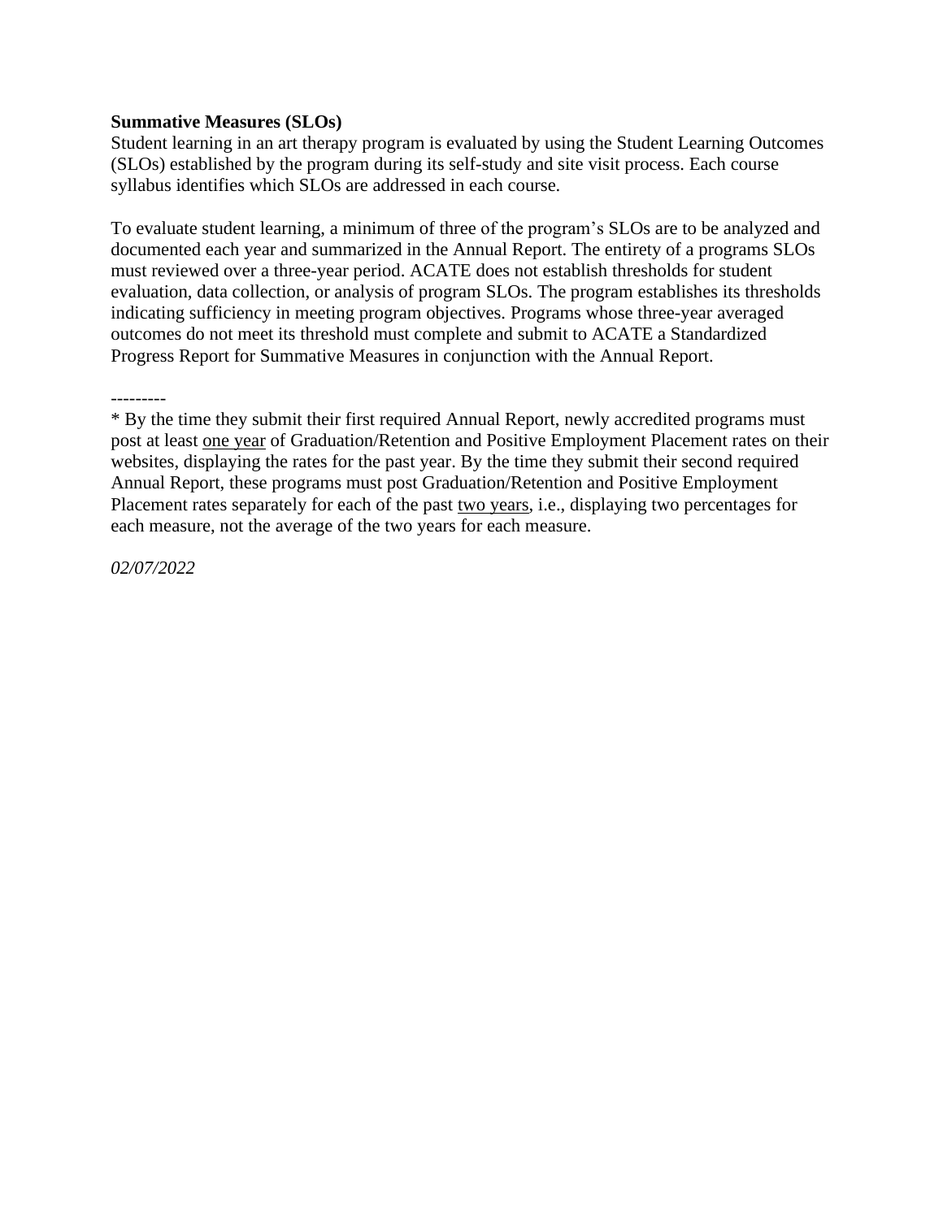**Summative Measures (SLOs)**
Student learning in an art therapy program is evaluated by using the Student Learning Outcomes (SLOs) established by the program during its self-study and site visit process. Each course syllabus identifies which SLOs are addressed in each course.

To evaluate student learning, a minimum of three of the program's SLOs are to be analyzed and documented each year and summarized in the Annual Report. The entirety of a programs SLOs must reviewed over a three-year period. ACATE does not establish thresholds for student evaluation, data collection, or analysis of program SLOs. The program establishes its thresholds indicating sufficiency in meeting program objectives. Programs whose three-year averaged outcomes do not meet its threshold must complete and submit to ACATE a Standardized Progress Report for Summative Measures in conjunction with the Annual Report.

---------

* By the time they submit their first required Annual Report, newly accredited programs must post at least one year of Graduation/Retention and Positive Employment Placement rates on their websites, displaying the rates for the past year. By the time they submit their second required Annual Report, these programs must post Graduation/Retention and Positive Employment Placement rates separately for each of the past two years, i.e., displaying two percentages for each measure, not the average of the two years for each measure.

*02/07/2022*